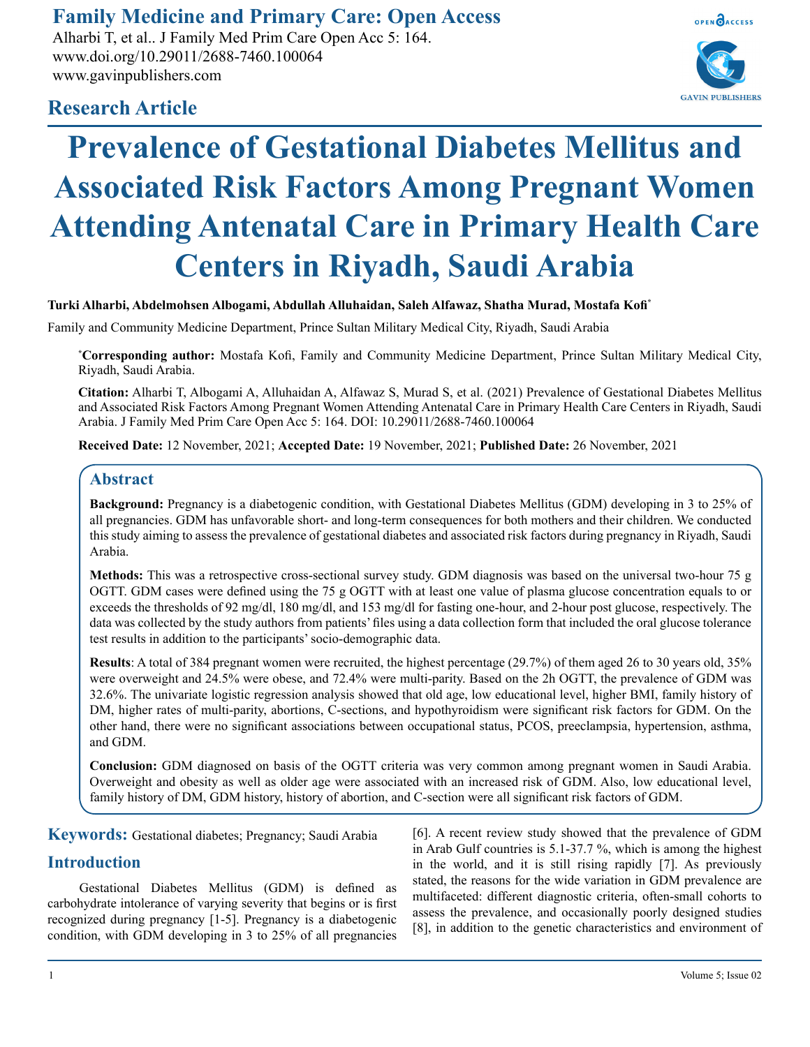# Prevalence of Gestational Diabetes Mellitus and Associated Risk Factors Among Pregnant Women Attending Antenatal Care in Primary Health Care Centers in Riyadh, Saudi Arabia

**Research Article**

**Turki Alharbi, Abdelmohsen Albogami, Abdullah Alluhaidan, Saleh Alfawaz, Shatha Murad, Mostafa Kofi***

Family and Community Medicine Department, Prince Sultan Military Medical City, Riyadh, Saudi Arabia

***Corresponding author:** Mostafa Kofi, Family and Community Medicine Department, Prince Sultan Military Medical City, Riyadh, Saudi Arabia.

**Citation:** Alharbi T, Albogami A, Alluhaidan A, Alfawaz S, Murad S, et al. (2021) Prevalence of Gestational Diabetes Mellitus and Associated Risk Factors Among Pregnant Women Attending Antenatal Care in Primary Health Care Centers in Riyadh, Saudi Arabia. J Family Med Prim Care Open Acc 5: 164. DOI: 10.29011/2688-7460.100064

**Received Date:** 12 November, 2021; **Accepted Date:** 19 November, 2021; **Published Date:** 26 November, 2021

## Abstract

**Background:** Pregnancy is a diabetogenic condition, with Gestational Diabetes Mellitus (GDM) developing in 3 to 25% of all pregnancies. GDM has unfavorable short- and long-term consequences for both mothers and their children. We conducted this study aiming to assess the prevalence of gestational diabetes and associated risk factors during pregnancy in Riyadh, Saudi Arabia.

**Methods:** This was a retrospective cross-sectional survey study. GDM diagnosis was based on the universal two-hour 75 g OGTT. GDM cases were defined using the 75 g OGTT with at least one value of plasma glucose concentration equals to or exceeds the thresholds of 92 mg/dl, 180 mg/dl, and 153 mg/dl for fasting one-hour, and 2-hour post glucose, respectively. The data was collected by the study authors from patients' files using a data collection form that included the oral glucose tolerance test results in addition to the participants' socio-demographic data.

**Results**: A total of 384 pregnant women were recruited, the highest percentage (29.7%) of them aged 26 to 30 years old, 35% were overweight and 24.5% were obese, and 72.4% were multi-parity. Based on the 2h OGTT, the prevalence of GDM was 32.6%. The univariate logistic regression analysis showed that old age, low educational level, higher BMI, family history of DM, higher rates of multi-parity, abortions, C-sections, and hypothyroidism were significant risk factors for GDM. On the other hand, there were no significant associations between occupational status, PCOS, preeclampsia, hypertension, asthma, and GDM.

**Conclusion:** GDM diagnosed on basis of the OGTT criteria was very common among pregnant women in Saudi Arabia. Overweight and obesity as well as older age were associated with an increased risk of GDM. Also, low educational level, family history of DM, GDM history, history of abortion, and C-section were all significant risk factors of GDM.

**Keywords:** Gestational diabetes; Pregnancy; Saudi Arabia

## Introduction

Gestational Diabetes Mellitus (GDM) is defined as carbohydrate intolerance of varying severity that begins or is first recognized during pregnancy [1-5]. Pregnancy is a diabetogenic condition, with GDM developing in 3 to 25% of all pregnancies [6]. A recent review study showed that the prevalence of GDM in Arab Gulf countries is 5.1-37.7 %, which is among the highest in the world, and it is still rising rapidly [7]. As previously stated, the reasons for the wide variation in GDM prevalence are multifaceted: different diagnostic criteria, often-small cohorts to assess the prevalence, and occasionally poorly designed studies [8], in addition to the genetic characteristics and environment of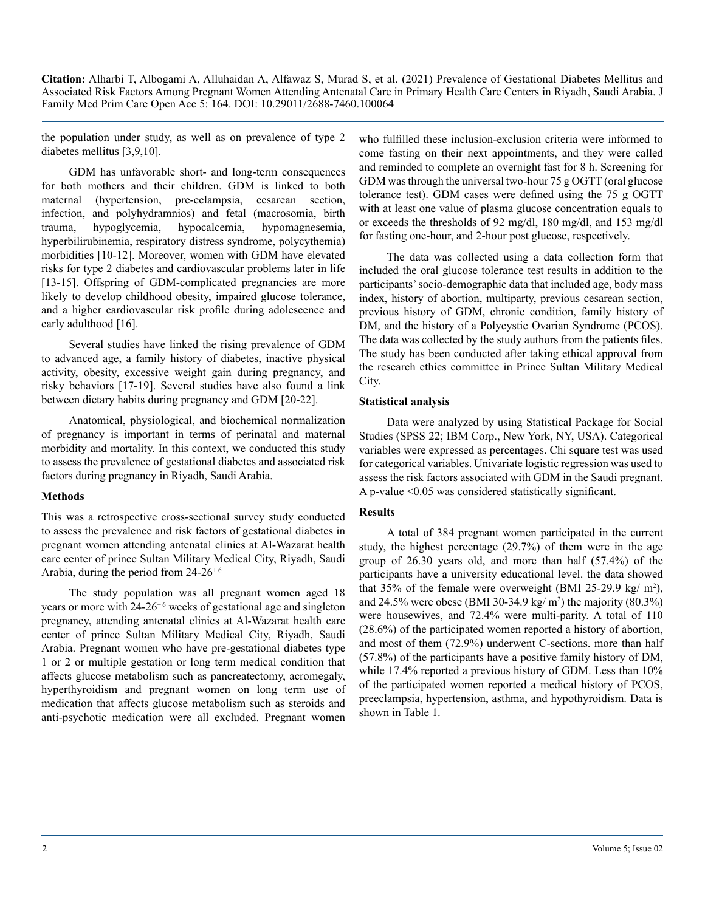the population under study, as well as on prevalence of type 2 diabetes mellitus [3,9,10].

GDM has unfavorable short- and long-term consequences for both mothers and their children. GDM is linked to both maternal (hypertension, pre-eclampsia, cesarean section, infection, and polyhydramnios) and fetal (macrosomia, birth trauma, hypoglycemia, hypocalcemia, hypomagnesemia, hyperbilirubinemia, respiratory distress syndrome, polycythemia) morbidities [10-12]. Moreover, women with GDM have elevated risks for type 2 diabetes and cardiovascular problems later in life [13-15]. Offspring of GDM-complicated pregnancies are more likely to develop childhood obesity, impaired glucose tolerance, and a higher cardiovascular risk profile during adolescence and early adulthood [16].

Several studies have linked the rising prevalence of GDM to advanced age, a family history of diabetes, inactive physical activity, obesity, excessive weight gain during pregnancy, and risky behaviors [17-19]. Several studies have also found a link between dietary habits during pregnancy and GDM [20-22].

Anatomical, physiological, and biochemical normalization of pregnancy is important in terms of perinatal and maternal morbidity and mortality. In this context, we conducted this study to assess the prevalence of gestational diabetes and associated risk factors during pregnancy in Riyadh, Saudi Arabia.

## Methods

This was a retrospective cross-sectional survey study conducted to assess the prevalence and risk factors of gestational diabetes in pregnant women attending antenatal clinics at Al-Wazarat health care center of prince Sultan Military Medical City, Riyadh, Saudi Arabia, during the period from $24\text{-}26^{+6}$

The study population was all pregnant women aged 18 years or more with $24\text{-}26^{+6}$ weeks of gestational age and singleton pregnancy, attending antenatal clinics at Al-Wazarat health care center of prince Sultan Military Medical City, Riyadh, Saudi Arabia. Pregnant women who have pre-gestational diabetes type 1 or 2 or multiple gestation or long term medical condition that affects glucose metabolism such as pancreatectomy, acromegaly, hyperthyroidism and pregnant women on long term use of medication that affects glucose metabolism such as steroids and anti-psychotic medication were all excluded. Pregnant women who fulfilled these inclusion-exclusion criteria were informed to come fasting on their next appointments, and they were called and reminded to complete an overnight fast for 8 h. Screening for GDM was through the universal two-hour 75 g OGTT (oral glucose tolerance test). GDM cases were defined using the 75 g OGTT with at least one value of plasma glucose concentration equals to or exceeds the thresholds of 92 mg/dl, 180 mg/dl, and 153 mg/dl for fasting one-hour, and 2-hour post glucose, respectively.

The data was collected using a data collection form that included the oral glucose tolerance test results in addition to the participants' socio-demographic data that included age, body mass index, history of abortion, multiparty, previous cesarean section, previous history of GDM, chronic condition, family history of DM, and the history of a Polycystic Ovarian Syndrome (PCOS). The data was collected by the study authors from the patients files. The study has been conducted after taking ethical approval from the research ethics committee in Prince Sultan Military Medical City.

### Statistical analysis

Data were analyzed by using Statistical Package for Social Studies (SPSS 22; IBM Corp., New York, NY, USA). Categorical variables were expressed as percentages. Chi square test was used for categorical variables. Univariate logistic regression was used to assess the risk factors associated with GDM in the Saudi pregnant. A p-value <0.05 was considered statistically significant.

## Results

A total of 384 pregnant women participated in the current study, the highest percentage (29.7%) of them were in the age group of 26.30 years old, and more than half (57.4%) of the participants have a university educational level. the data showed that 35% of the female were overweight (BMI 25-29.9 kg/ $m^2$), and 24.5% were obese (BMI 30-34.9 kg/ $m^2$) the majority (80.3%) were housewives, and 72.4% were multi-parity. A total of 110 (28.6%) of the participated women reported a history of abortion, and most of them (72.9%) underwent C-sections. more than half (57.8%) of the participants have a positive family history of DM, while 17.4% reported a previous history of GDM. Less than 10% of the participated women reported a medical history of PCOS, preeclampsia, hypertension, asthma, and hypothyroidism. Data is shown in Table 1.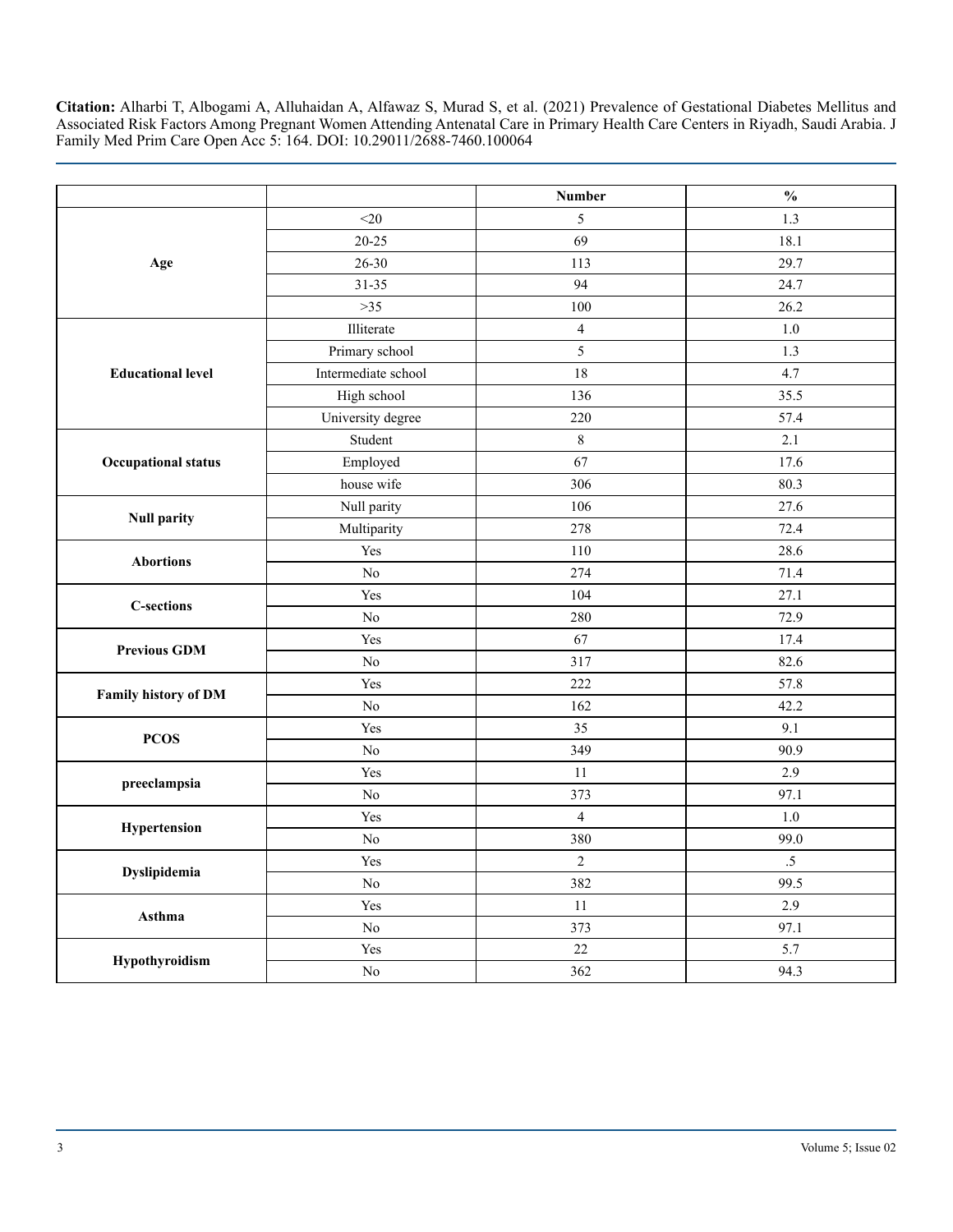| | | Number | % |
|---|---|---|---|
| **Age** | <20 | 5 | 1.3 |
| | 20-25 | 69 | 18.1 |
| | 26-30 | 113 | 29.7 |
| | 31-35 | 94 | 24.7 |
| | >35 | 100 | 26.2 |
| **Educational level** | Illiterate | 4 | 1.0 |
| | Primary school | 5 | 1.3 |
| | Intermediate school | 18 | 4.7 |
| | High school | 136 | 35.5 |
| | University degree | 220 | 57.4 |
| **Occupational status** | Student | 8 | 2.1 |
| | Employed | 67 | 17.6 |
| | house wife | 306 | 80.3 |
| **Null parity** | Null parity | 106 | 27.6 |
| | Multiparity | 278 | 72.4 |
| **Abortions** | Yes | 110 | 28.6 |
| | No | 274 | 71.4 |
| **C-sections** | Yes | 104 | 27.1 |
| | No | 280 | 72.9 |
| **Previous GDM** | Yes | 67 | 17.4 |
| | No | 317 | 82.6 |
| **Family history of DM** | Yes | 222 | 57.8 |
| | No | 162 | 42.2 |
| **PCOS** | Yes | 35 | 9.1 |
| | No | 349 | 90.9 |
| **preeclampsia** | Yes | 11 | 2.9 |
| | No | 373 | 97.1 |
| **Hypertension** | Yes | 4 | 1.0 |
| | No | 380 | 99.0 |
| **Dyslipidemia** | Yes | 2 | .5 |
| | No | 382 | 99.5 |
| **Asthma** | Yes | 11 | 2.9 |
| | No | 373 | 97.1 |
| **Hypothyroidism** | Yes | 22 | 5.7 |
| | No | 362 | 94.3 |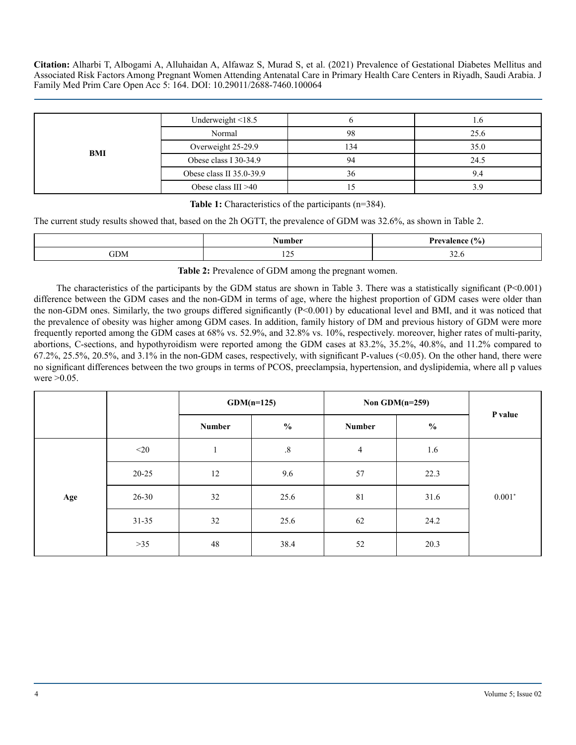| | | | |
|---|---|---|---|
| BMI | Underweight <18.5 | 6 | 1.6 |
| | Normal | 98 | 25.6 |
| | Overweight 25-29.9 | 134 | 35.0 |
| | Obese class I 30-34.9 | 94 | 24.5 |
| | Obese class II 35.0-39.9 | 36 | 9.4 |
| | Obese class III >40 | 15 | 3.9 |

**Table 1:** Characteristics of the participants (n=384).

The current study results showed that, based on the 2h OGTT, the prevalence of GDM was 32.6%, as shown in Table 2.

| | Number | Prevalence (%) |
|---|---|---|
| GDM | 125 | 32.6 |

**Table 2:** Prevalence of GDM among the pregnant women.

The characteristics of the participants by the GDM status are shown in Table 3. There was a statistically significant (P<0.001) difference between the GDM cases and the non-GDM in terms of age, where the highest proportion of GDM cases were older than the non-GDM ones. Similarly, the two groups differed significantly (P<0.001) by educational level and BMI, and it was noticed that the prevalence of obesity was higher among GDM cases. In addition, family history of DM and previous history of GDM were more frequently reported among the GDM cases at 68% vs. 52.9%, and 32.8% vs. 10%, respectively. moreover, higher rates of multi-parity, abortions, C-sections, and hypothyroidism were reported among the GDM cases at 83.2%, 35.2%, 40.8%, and 11.2% compared to 67.2%, 25.5%, 20.5%, and 3.1% in the non-GDM cases, respectively, with significant P-values (<0.05). On the other hand, there were no significant differences between the two groups in terms of PCOS, preeclampsia, hypertension, and dyslipidemia, where all p values were >0.05.

| | | GDM(n=125) | | Non GDM(n=259) | | P value |
|---|---|---|---|---|---|---|
| | | Number | % | Number | % | |
| Age | <20 | 1 | .8 | 4 | 1.6 | 0.001* |
| | 20-25 | 12 | 9.6 | 57 | 22.3 | |
| | 26-30 | 32 | 25.6 | 81 | 31.6 | |
| | 31-35 | 32 | 25.6 | 62 | 24.2 | |
| | >35 | 48 | 38.4 | 52 | 20.3 | |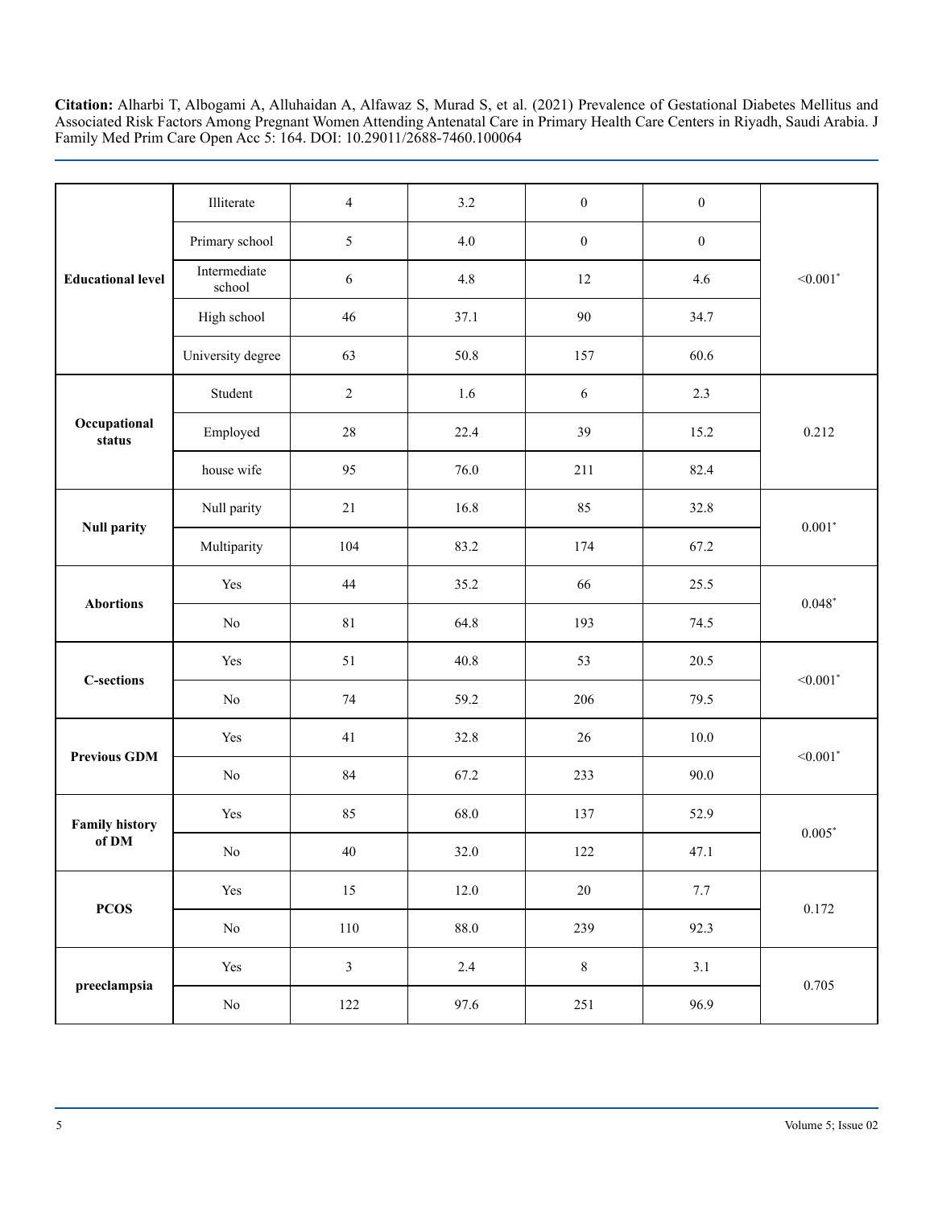| | | | | | | |
|---|---|---|---|---|---|---|
| **Educational level** | Illiterate | 4 | 3.2 | 0 | 0 | <0.001* |
| | Primary school | 5 | 4.0 | 0 | 0 | |
| | Intermediate school | 6 | 4.8 | 12 | 4.6 | |
| | High school | 46 | 37.1 | 90 | 34.7 | |
| | University degree | 63 | 50.8 | 157 | 60.6 | |
| **Occupational status** | Student | 2 | 1.6 | 6 | 2.3 | 0.212 |
| | Employed | 28 | 22.4 | 39 | 15.2 | |
| | house wife | 95 | 76.0 | 211 | 82.4 | |
| **Null parity** | Null parity | 21 | 16.8 | 85 | 32.8 | 0.001* |
| | Multiparity | 104 | 83.2 | 174 | 67.2 | |
| **Abortions** | Yes | 44 | 35.2 | 66 | 25.5 | 0.048* |
| | No | 81 | 64.8 | 193 | 74.5 | |
| **C-sections** | Yes | 51 | 40.8 | 53 | 20.5 | <0.001* |
| | No | 74 | 59.2 | 206 | 79.5 | |
| **Previous GDM** | Yes | 41 | 32.8 | 26 | 10.0 | <0.001* |
| | No | 84 | 67.2 | 233 | 90.0 | |
| **Family history of DM** | Yes | 85 | 68.0 | 137 | 52.9 | 0.005* |
| | No | 40 | 32.0 | 122 | 47.1 | |
| **PCOS** | Yes | 15 | 12.0 | 20 | 7.7 | 0.172 |
| | No | 110 | 88.0 | 239 | 92.3 | |
| **preeclampsia** | Yes | 3 | 2.4 | 8 | 3.1 | 0.705 |
| | No | 122 | 97.6 | 251 | 96.9 | |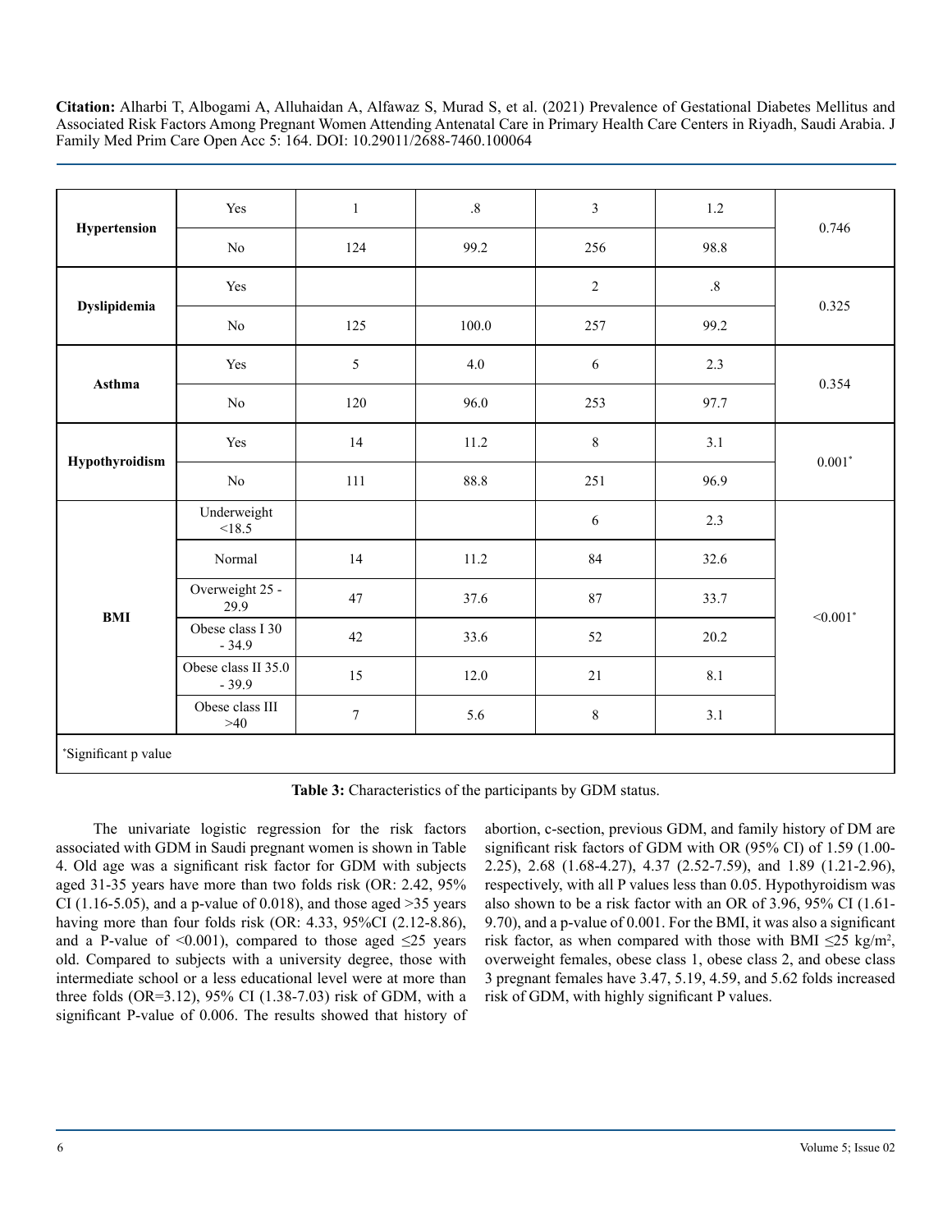**Citation:** Alharbi T, Albogami A, Alluhaidan A, Alfawaz S, Murad S, et al. (2021) Prevalence of Gestational Diabetes Mellitus and Associated Risk Factors Among Pregnant Women Attending Antenatal Care in Primary Health Care Centers in Riyadh, Saudi Arabia. J Family Med Prim Care Open Acc 5: 164. DOI: 10.29011/2688-7460.100064

| | | | | | | |
|---|---|---|---|---|---|---|
| **Hypertension** | Yes | 1 | .8 | 3 | 1.2 | 0.746 |
| | No | 124 | 99.2 | 256 | 98.8 | |
| **Dyslipidemia** | Yes | | | 2 | .8 | 0.325 |
| | No | 125 | 100.0 | 257 | 99.2 | |
| **Asthma** | Yes | 5 | 4.0 | 6 | 2.3 | 0.354 |
| | No | 120 | 96.0 | 253 | 97.7 | |
| **Hypothyroidism** | Yes | 14 | 11.2 | 8 | 3.1 | 0.001* |
| | No | 111 | 88.8 | 251 | 96.9 | |
| **BMI** | Underweight <18.5 | | | 6 | 2.3 | <0.001* |
| | Normal | 14 | 11.2 | 84 | 32.6 | |
| | Overweight 25 - 29.9 | 47 | 37.6 | 87 | 33.7 | |
| | Obese class I 30 - 34.9 | 42 | 33.6 | 52 | 20.2 | |
| | Obese class II 35.0 - 39.9 | 15 | 12.0 | 21 | 8.1 | |
| | Obese class III >40 | 7 | 5.6 | 8 | 3.1 | |

*Significant p value

**Table 3:** Characteristics of the participants by GDM status.

The univariate logistic regression for the risk factors associated with GDM in Saudi pregnant women is shown in Table 4. Old age was a significant risk factor for GDM with subjects aged 31-35 years have more than two folds risk (OR: 2.42, 95% CI (1.16-5.05), and a p-value of 0.018), and those aged >35 years having more than four folds risk (OR: 4.33, 95%CI (2.12-8.86), and a P-value of <0.001), compared to those aged ≤25 years old. Compared to subjects with a university degree, those with intermediate school or a less educational level were at more than three folds (OR=3.12), 95% CI (1.38-7.03) risk of GDM, with a significant P-value of 0.006. The results showed that history of abortion, c-section, previous GDM, and family history of DM are significant risk factors of GDM with OR (95% CI) of 1.59 (1.00-2.25), 2.68 (1.68-4.27), 4.37 (2.52-7.59), and 1.89 (1.21-2.96), respectively, with all P values less than 0.05. Hypothyroidism was also shown to be a risk factor with an OR of 3.96, 95% CI (1.61-9.70), and a p-value of 0.001. For the BMI, it was also a significant risk factor, as when compared with those with BMI ≤25 kg/m$^2$, overweight females, obese class 1, obese class 2, and obese class 3 pregnant females have 3.47, 5.19, 4.59, and 5.62 folds increased risk of GDM, with highly significant P values.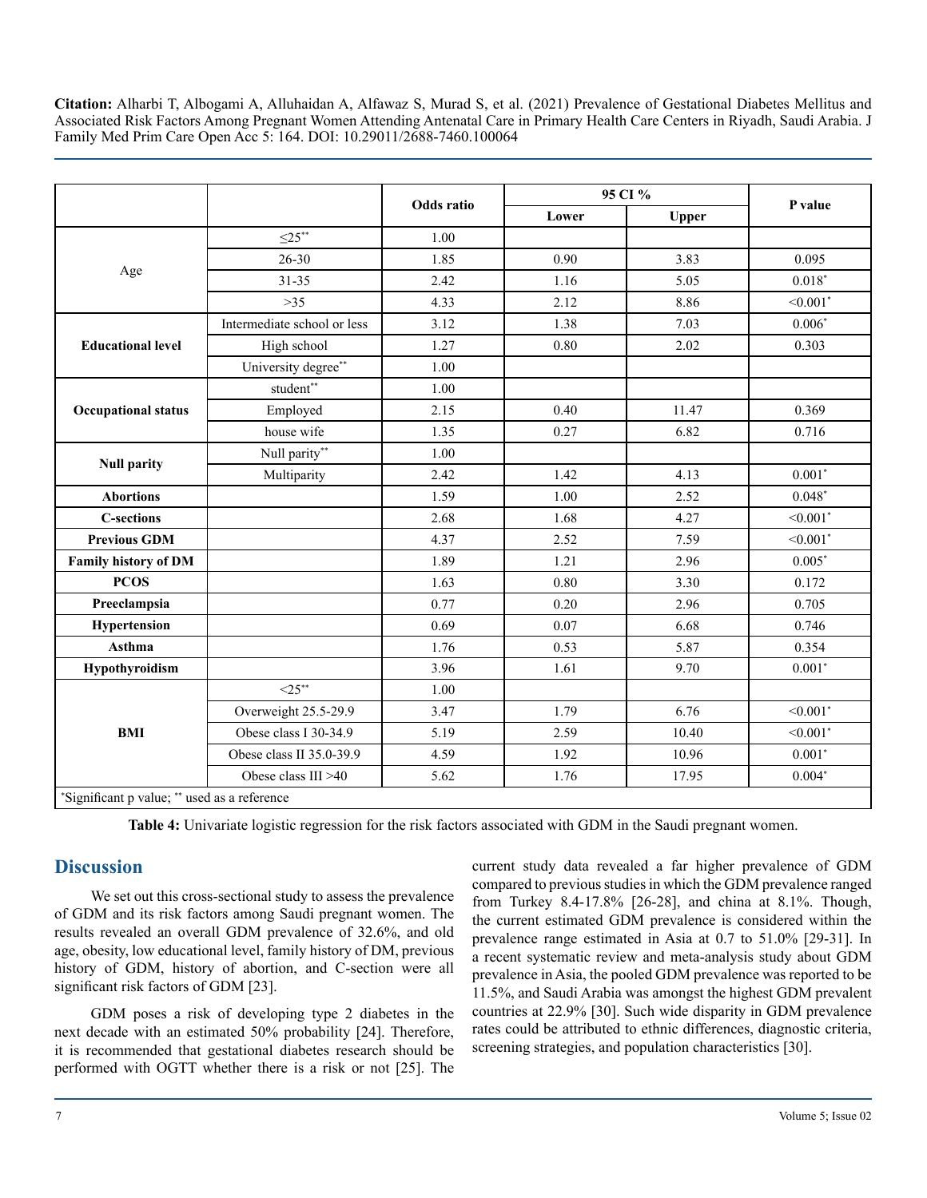|  |  | Odds ratio | 95 CI % |  | P value |
|---|---|---|---|---|---|
|  |  |  | Lower | Upper |  |
| Age | ≤25** | 1.00 |  |  |  |
|  | 26-30 | 1.85 | 0.90 | 3.83 | 0.095 |
|  | 31-35 | 2.42 | 1.16 | 5.05 | 0.018* |
|  | >35 | 4.33 | 2.12 | 8.86 | <0.001* |
| **Educational level** | Intermediate school or less | 3.12 | 1.38 | 7.03 | 0.006* |
|  | High school | 1.27 | 0.80 | 2.02 | 0.303 |
|  | University degree** | 1.00 |  |  |  |
| **Occupational status** | student** | 1.00 |  |  |  |
|  | Employed | 2.15 | 0.40 | 11.47 | 0.369 |
|  | house wife | 1.35 | 0.27 | 6.82 | 0.716 |
| **Null parity** | Null parity** | 1.00 |  |  |  |
|  | Multiparity | 2.42 | 1.42 | 4.13 | 0.001* |
| **Abortions** |  | 1.59 | 1.00 | 2.52 | 0.048* |
| **C-sections** |  | 2.68 | 1.68 | 4.27 | <0.001* |
| **Previous GDM** |  | 4.37 | 2.52 | 7.59 | <0.001* |
| **Family history of DM** |  | 1.89 | 1.21 | 2.96 | 0.005* |
| **PCOS** |  | 1.63 | 0.80 | 3.30 | 0.172 |
| **Preeclampsia** |  | 0.77 | 0.20 | 2.96 | 0.705 |
| **Hypertension** |  | 0.69 | 0.07 | 6.68 | 0.746 |
| **Asthma** |  | 1.76 | 0.53 | 5.87 | 0.354 |
| **Hypothyroidism** |  | 3.96 | 1.61 | 9.70 | 0.001* |
| **BMI** | <25** | 1.00 |  |  |  |
|  | Overweight 25.5-29.9 | 3.47 | 1.79 | 6.76 | <0.001* |
|  | Obese class I 30-34.9 | 5.19 | 2.59 | 10.40 | <0.001* |
|  | Obese class II 35.0-39.9 | 4.59 | 1.92 | 10.96 | 0.001* |
|  | Obese class III >40 | 5.62 | 1.76 | 17.95 | 0.004* |

*Significant p value; ** used as a reference

**Table 4:** Univariate logistic regression for the risk factors associated with GDM in the Saudi pregnant women.

## Discussion

We set out this cross-sectional study to assess the prevalence of GDM and its risk factors among Saudi pregnant women. The results revealed an overall GDM prevalence of 32.6%, and old age, obesity, low educational level, family history of DM, previous history of GDM, history of abortion, and C-section were all significant risk factors of GDM [23].

GDM poses a risk of developing type 2 diabetes in the next decade with an estimated 50% probability [24]. Therefore, it is recommended that gestational diabetes research should be performed with OGTT whether there is a risk or not [25]. The current study data revealed a far higher prevalence of GDM compared to previous studies in which the GDM prevalence ranged from Turkey 8.4-17.8% [26-28], and china at 8.1%. Though, the current estimated GDM prevalence is considered within the prevalence range estimated in Asia at 0.7 to 51.0% [29-31]. In a recent systematic review and meta-analysis study about GDM prevalence in Asia, the pooled GDM prevalence was reported to be 11.5%, and Saudi Arabia was amongst the highest GDM prevalent countries at 22.9% [30]. Such wide disparity in GDM prevalence rates could be attributed to ethnic differences, diagnostic criteria, screening strategies, and population characteristics [30].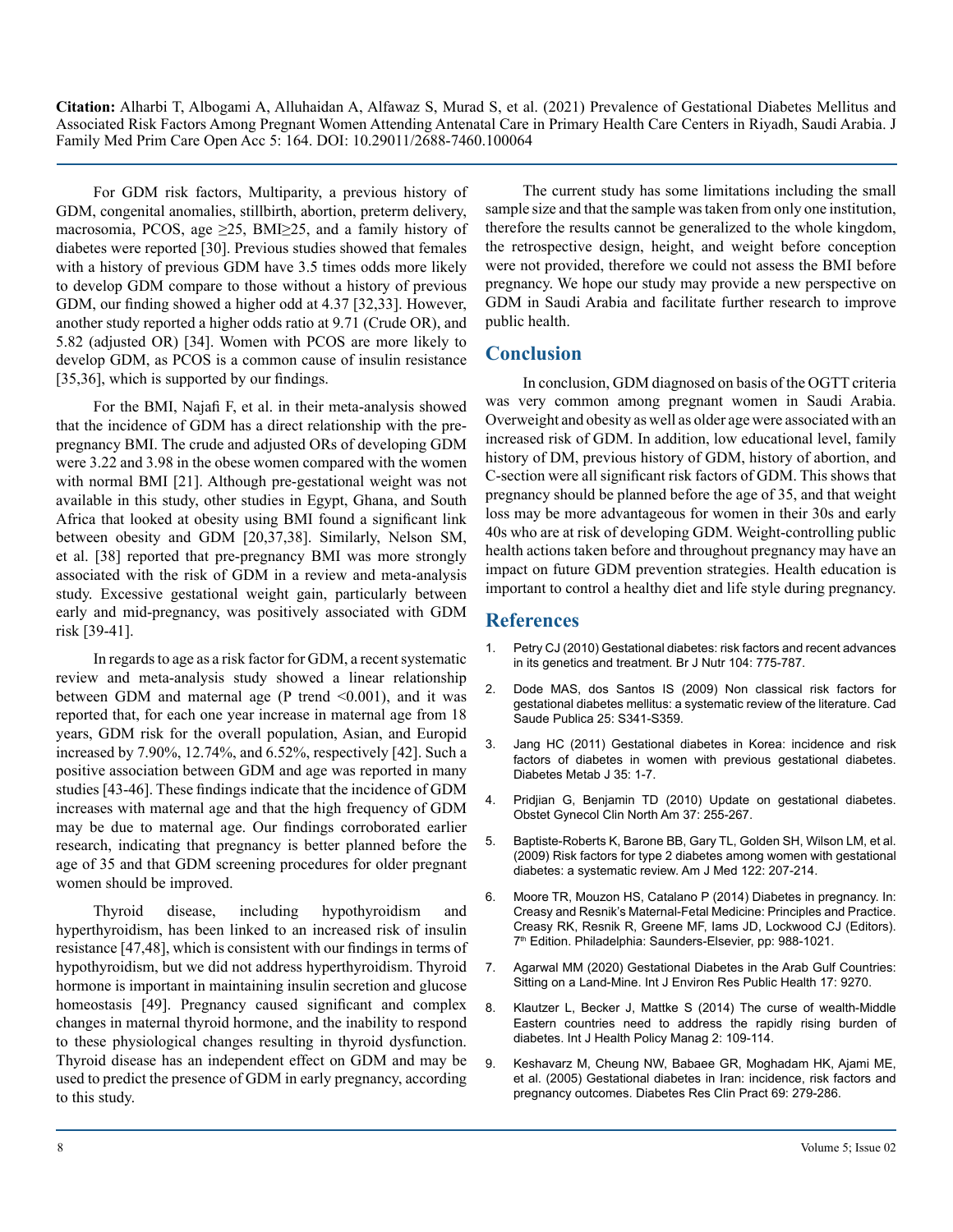For GDM risk factors, Multiparity, a previous history of GDM, congenital anomalies, stillbirth, abortion, preterm delivery, macrosomia, PCOS, age ≥25, BMI≥25, and a family history of diabetes were reported [30]. Previous studies showed that females with a history of previous GDM have 3.5 times odds more likely to develop GDM compare to those without a history of previous GDM, our finding showed a higher odd at 4.37 [32,33]. However, another study reported a higher odds ratio at 9.71 (Crude OR), and 5.82 (adjusted OR) [34]. Women with PCOS are more likely to develop GDM, as PCOS is a common cause of insulin resistance [35,36], which is supported by our findings.

For the BMI, Najafi F, et al. in their meta-analysis showed that the incidence of GDM has a direct relationship with the pre-pregnancy BMI. The crude and adjusted ORs of developing GDM were 3.22 and 3.98 in the obese women compared with the women with normal BMI [21]. Although pre-gestational weight was not available in this study, other studies in Egypt, Ghana, and South Africa that looked at obesity using BMI found a significant link between obesity and GDM [20,37,38]. Similarly, Nelson SM, et al. [38] reported that pre-pregnancy BMI was more strongly associated with the risk of GDM in a review and meta-analysis study. Excessive gestational weight gain, particularly between early and mid-pregnancy, was positively associated with GDM risk [39-41].

In regards to age as a risk factor for GDM, a recent systematic review and meta-analysis study showed a linear relationship between GDM and maternal age (P trend <0.001), and it was reported that, for each one year increase in maternal age from 18 years, GDM risk for the overall population, Asian, and Europid increased by 7.90%, 12.74%, and 6.52%, respectively [42]. Such a positive association between GDM and age was reported in many studies [43-46]. These findings indicate that the incidence of GDM increases with maternal age and that the high frequency of GDM may be due to maternal age. Our findings corroborated earlier research, indicating that pregnancy is better planned before the age of 35 and that GDM screening procedures for older pregnant women should be improved.

Thyroid disease, including hypothyroidism and hyperthyroidism, has been linked to an increased risk of insulin resistance [47,48], which is consistent with our findings in terms of hypothyroidism, but we did not address hyperthyroidism. Thyroid hormone is important in maintaining insulin secretion and glucose homeostasis [49]. Pregnancy caused significant and complex changes in maternal thyroid hormone, and the inability to respond to these physiological changes resulting in thyroid dysfunction. Thyroid disease has an independent effect on GDM and may be used to predict the presence of GDM in early pregnancy, according to this study.

The current study has some limitations including the small sample size and that the sample was taken from only one institution, therefore the results cannot be generalized to the whole kingdom, the retrospective design, height, and weight before conception were not provided, therefore we could not assess the BMI before pregnancy. We hope our study may provide a new perspective on GDM in Saudi Arabia and facilitate further research to improve public health.

## Conclusion

In conclusion, GDM diagnosed on basis of the OGTT criteria was very common among pregnant women in Saudi Arabia. Overweight and obesity as well as older age were associated with an increased risk of GDM. In addition, low educational level, family history of DM, previous history of GDM, history of abortion, and C-section were all significant risk factors of GDM. This shows that pregnancy should be planned before the age of 35, and that weight loss may be more advantageous for women in their 30s and early 40s who are at risk of developing GDM. Weight-controlling public health actions taken before and throughout pregnancy may have an impact on future GDM prevention strategies. Health education is important to control a healthy diet and life style during pregnancy.

## References

1. Petry CJ (2010) Gestational diabetes: risk factors and recent advances in its genetics and treatment. Br J Nutr 104: 775-787.
2. Dode MAS, dos Santos IS (2009) Non classical risk factors for gestational diabetes mellitus: a systematic review of the literature. Cad Saude Publica 25: S341-S359.
3. Jang HC (2011) Gestational diabetes in Korea: incidence and risk factors of diabetes in women with previous gestational diabetes. Diabetes Metab J 35: 1-7.
4. Pridjian G, Benjamin TD (2010) Update on gestational diabetes. Obstet Gynecol Clin North Am 37: 255-267.
5. Baptiste-Roberts K, Barone BB, Gary TL, Golden SH, Wilson LM, et al. (2009) Risk factors for type 2 diabetes among women with gestational diabetes: a systematic review. Am J Med 122: 207-214.
6. Moore TR, Mouzon HS, Catalano P (2014) Diabetes in pregnancy. In: Creasy and Resnik's Maternal-Fetal Medicine: Principles and Practice. Creasy RK, Resnik R, Greene MF, Iams JD, Lockwood CJ (Editors). 7th Edition. Philadelphia: Saunders-Elsevier, pp: 988-1021.
7. Agarwal MM (2020) Gestational Diabetes in the Arab Gulf Countries: Sitting on a Land-Mine. Int J Environ Res Public Health 17: 9270.
8. Klautzer L, Becker J, Mattke S (2014) The curse of wealth-Middle Eastern countries need to address the rapidly rising burden of diabetes. Int J Health Policy Manag 2: 109-114.
9. Keshavarz M, Cheung NW, Babaee GR, Moghadam HK, Ajami ME, et al. (2005) Gestational diabetes in Iran: incidence, risk factors and pregnancy outcomes. Diabetes Res Clin Pract 69: 279-286.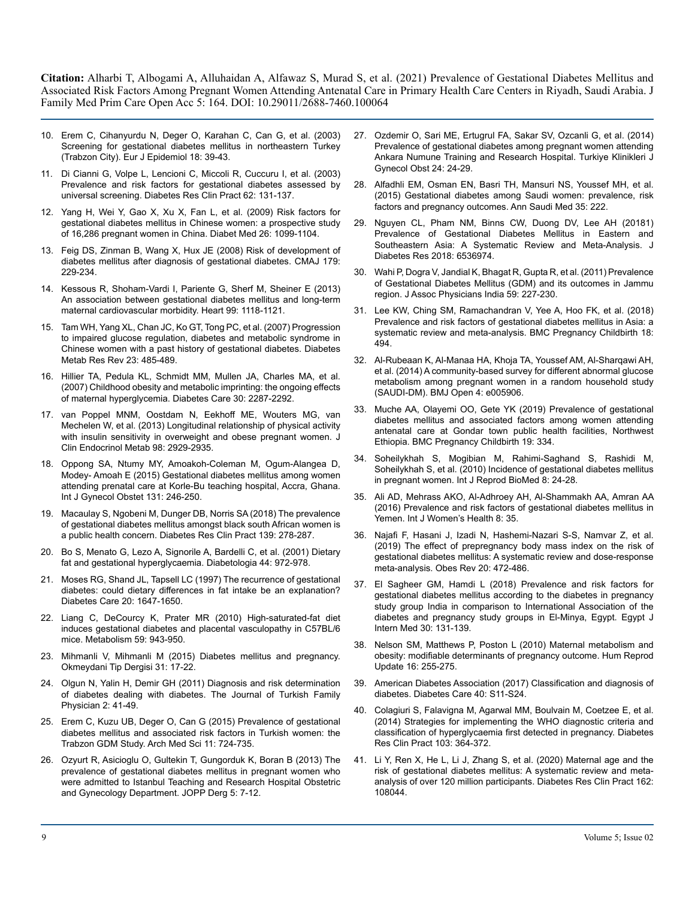10. Erem C, Cihanyurdu N, Deger O, Karahan C, Can G, et al. (2003) Screening for gestational diabetes mellitus in northeastern Turkey (Trabzon City). Eur J Epidemiol 18: 39-43.
11. Di Cianni G, Volpe L, Lencioni C, Miccoli R, Cuccuru I, et al. (2003) Prevalence and risk factors for gestational diabetes assessed by universal screening. Diabetes Res Clin Pract 62: 131-137.
12. Yang H, Wei Y, Gao X, Xu X, Fan L, et al. (2009) Risk factors for gestational diabetes mellitus in Chinese women: a prospective study of 16,286 pregnant women in China. Diabet Med 26: 1099-1104.
13. Feig DS, Zinman B, Wang X, Hux JE (2008) Risk of development of diabetes mellitus after diagnosis of gestational diabetes. CMAJ 179: 229-234.
14. Kessous R, Shoham-Vardi I, Pariente G, Sherf M, Sheiner E (2013) An association between gestational diabetes mellitus and long-term maternal cardiovascular morbidity. Heart 99: 1118-1121.
15. Tam WH, Yang XL, Chan JC, Ko GT, Tong PC, et al. (2007) Progression to impaired glucose regulation, diabetes and metabolic syndrome in Chinese women with a past history of gestational diabetes. Diabetes Metab Res Rev 23: 485-489.
16. Hillier TA, Pedula KL, Schmidt MM, Mullen JA, Charles MA, et al. (2007) Childhood obesity and metabolic imprinting: the ongoing effects of maternal hyperglycemia. Diabetes Care 30: 2287-2292.
17. van Poppel MNM, Oostdam N, Eekhoff ME, Wouters MG, van Mechelen W, et al. (2013) Longitudinal relationship of physical activity with insulin sensitivity in overweight and obese pregnant women. J Clin Endocrinol Metab 98: 2929-2935.
18. Oppong SA, Ntumy MY, Amoakoh-Coleman M, Ogum-Alangea D, Modey- Amoah E (2015) Gestational diabetes mellitus among women attending prenatal care at Korle-Bu teaching hospital, Accra, Ghana. Int J Gynecol Obstet 131: 246-250.
19. Macaulay S, Ngobeni M, Dunger DB, Norris SA (2018) The prevalence of gestational diabetes mellitus amongst black south African women is a public health concern. Diabetes Res Clin Pract 139: 278-287.
20. Bo S, Menato G, Lezo A, Signorile A, Bardelli C, et al. (2001) Dietary fat and gestational hyperglycaemia. Diabetologia 44: 972-978.
21. Moses RG, Shand JL, Tapsell LC (1997) The recurrence of gestational diabetes: could dietary differences in fat intake be an explanation? Diabetes Care 20: 1647-1650.
22. Liang C, DeCourcy K, Prater MR (2010) High-saturated-fat diet induces gestational diabetes and placental vasculopathy in C57BL/6 mice. Metabolism 59: 943-950.
23. Mihmanli V, Mihmanli M (2015) Diabetes mellitus and pregnancy. Okmeydani Tip Dergisi 31: 17-22.
24. Olgun N, Yalin H, Demir GH (2011) Diagnosis and risk determination of diabetes dealing with diabetes. The Journal of Turkish Family Physician 2: 41-49.
25. Erem C, Kuzu UB, Deger O, Can G (2015) Prevalence of gestational diabetes mellitus and associated risk factors in Turkish women: the Trabzon GDM Study. Arch Med Sci 11: 724-735.
26. Ozyurt R, Asicioglu O, Gultekin T, Gungorduk K, Boran B (2013) The prevalence of gestational diabetes mellitus in pregnant women who were admitted to Istanbul Teaching and Research Hospital Obstetric and Gynecology Department. JOPP Derg 5: 7-12.
27. Ozdemir O, Sari ME, Ertugrul FA, Sakar SV, Ozcanli G, et al. (2014) Prevalence of gestational diabetes among pregnant women attending Ankara Numune Training and Research Hospital. Turkiye Klinikleri J Gynecol Obst 24: 24-29.
28. Alfadhli EM, Osman EN, Basri TH, Mansuri NS, Youssef MH, et al. (2015) Gestational diabetes among Saudi women: prevalence, risk factors and pregnancy outcomes. Ann Saudi Med 35: 222.
29. Nguyen CL, Pham NM, Binns CW, Duong DV, Lee AH (20181) Prevalence of Gestational Diabetes Mellitus in Eastern and Southeastern Asia: A Systematic Review and Meta-Analysis. J Diabetes Res 2018: 6536974.
30. Wahi P, Dogra V, Jandial K, Bhagat R, Gupta R, et al. (2011) Prevalence of Gestational Diabetes Mellitus (GDM) and its outcomes in Jammu region. J Assoc Physicians India 59: 227-230.
31. Lee KW, Ching SM, Ramachandran V, Yee A, Hoo FK, et al. (2018) Prevalence and risk factors of gestational diabetes mellitus in Asia: a systematic review and meta-analysis. BMC Pregnancy Childbirth 18: 494.
32. Al-Rubeaan K, Al-Manaa HA, Khoja TA, Youssef AM, Al-Sharqawi AH, et al. (2014) A community-based survey for different abnormal glucose metabolism among pregnant women in a random household study (SAUDI-DM). BMJ Open 4: e005906.
33. Muche AA, Olayemi OO, Gete YK (2019) Prevalence of gestational diabetes mellitus and associated factors among women attending antenatal care at Gondar town public health facilities, Northwest Ethiopia. BMC Pregnancy Childbirth 19: 334.
34. Soheilykhah S, Mogibian M, Rahimi-Saghand S, Rashidi M, Soheilykhah S, et al. (2010) Incidence of gestational diabetes mellitus in pregnant women. Int J Reprod BioMed 8: 24-28.
35. Ali AD, Mehrass AKO, Al-Adhroey AH, Al-Shammakh AA, Amran AA (2016) Prevalence and risk factors of gestational diabetes mellitus in Yemen. Int J Women's Health 8: 35.
36. Najafi F, Hasani J, Izadi N, Hashemi-Nazari S-S, Namvar Z, et al. (2019) The effect of prepregnancy body mass index on the risk of gestational diabetes mellitus: A systematic review and dose-response meta-analysis. Obes Rev 20: 472-486.
37. El Sagheer GM, Hamdi L (2018) Prevalence and risk factors for gestational diabetes mellitus according to the diabetes in pregnancy study group India in comparison to International Association of the diabetes and pregnancy study groups in El-Minya, Egypt. Egypt J Intern Med 30: 131-139.
38. Nelson SM, Matthews P, Poston L (2010) Maternal metabolism and obesity: modifiable determinants of pregnancy outcome. Hum Reprod Update 16: 255-275.
39. American Diabetes Association (2017) Classification and diagnosis of diabetes. Diabetes Care 40: S11-S24.
40. Colagiuri S, Falavigna M, Agarwal MM, Boulvain M, Coetzee E, et al. (2014) Strategies for implementing the WHO diagnostic criteria and classification of hyperglycaemia first detected in pregnancy. Diabetes Res Clin Pract 103: 364-372.
41. Li Y, Ren X, He L, Li J, Zhang S, et al. (2020) Maternal age and the risk of gestational diabetes mellitus: A systematic review and meta-analysis of over 120 million participants. Diabetes Res Clin Pract 162: 108044.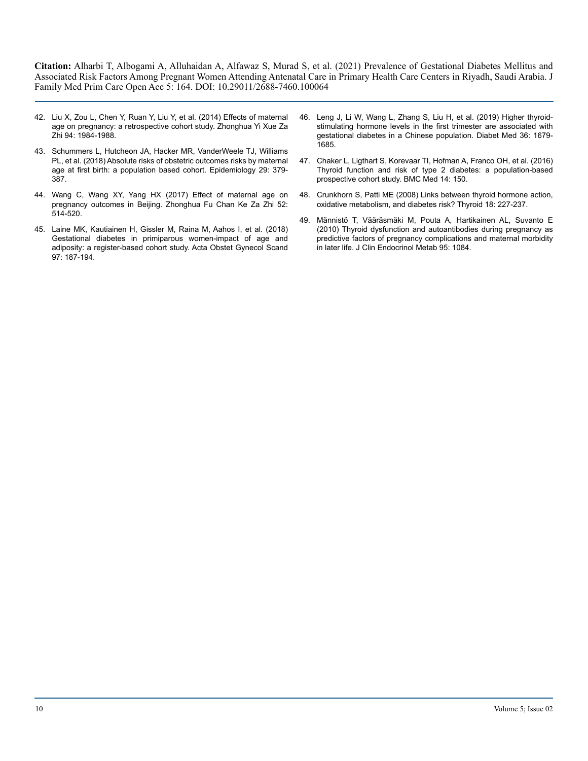42. Liu X, Zou L, Chen Y, Ruan Y, Liu Y, et al. (2014) Effects of maternal age on pregnancy: a retrospective cohort study. Zhonghua Yi Xue Za Zhi 94: 1984-1988.

43. Schummers L, Hutcheon JA, Hacker MR, VanderWeele TJ, Williams PL, et al. (2018) Absolute risks of obstetric outcomes risks by maternal age at first birth: a population based cohort. Epidemiology 29: 379-387.

44. Wang C, Wang XY, Yang HX (2017) Effect of maternal age on pregnancy outcomes in Beijing. Zhonghua Fu Chan Ke Za Zhi 52: 514-520.

45. Laine MK, Kautiainen H, Gissler M, Raina M, Aahos I, et al. (2018) Gestational diabetes in primiparous women-impact of age and adiposity: a register-based cohort study. Acta Obstet Gynecol Scand 97: 187-194.

46. Leng J, Li W, Wang L, Zhang S, Liu H, et al. (2019) Higher thyroid-stimulating hormone levels in the first trimester are associated with gestational diabetes in a Chinese population. Diabet Med 36: 1679-1685.

47. Chaker L, Ligthart S, Korevaar TI, Hofman A, Franco OH, et al. (2016) Thyroid function and risk of type 2 diabetes: a population-based prospective cohort study. BMC Med 14: 150.

48. Crunkhorn S, Patti ME (2008) Links between thyroid hormone action, oxidative metabolism, and diabetes risk? Thyroid 18: 227-237.

49. Männistö T, Vääräsmäki M, Pouta A, Hartikainen AL, Suvanto E (2010) Thyroid dysfunction and autoantibodies during pregnancy as predictive factors of pregnancy complications and maternal morbidity in later life. J Clin Endocrinol Metab 95: 1084.